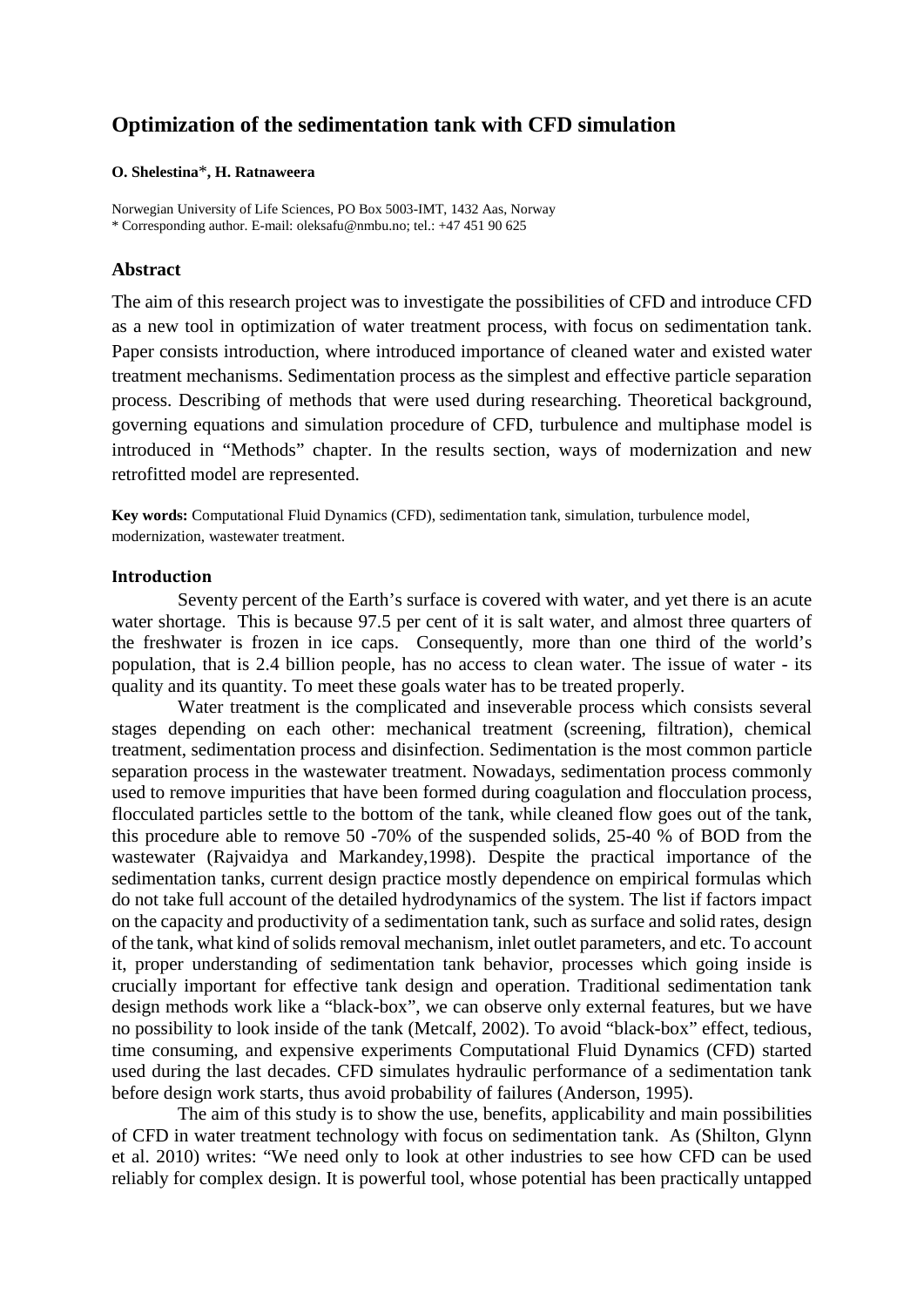# Optimization of the sedimentation tank with CFD simulation

**O. Shelestina*, H. Ratnaweera**

Norwegian University of Life Sciences, PO Box 5003-IMT, 1432 Aas, Norway
* Corresponding author. E-mail: oleksafu@nmbu.no; tel.: +47 451 90 625

## Abstract

The aim of this research project was to investigate the possibilities of CFD and introduce CFD as a new tool in optimization of water treatment process, with focus on sedimentation tank. Paper consists introduction, where introduced importance of cleaned water and existed water treatment mechanisms. Sedimentation process as the simplest and effective particle separation process. Describing of methods that were used during researching. Theoretical background, governing equations and simulation procedure of CFD, turbulence and multiphase model is introduced in "Methods" chapter. In the results section, ways of modernization and new retrofitted model are represented.

**Key words:** Computational Fluid Dynamics (CFD), sedimentation tank, simulation, turbulence model, modernization, wastewater treatment.

### Introduction

Seventy percent of the Earth's surface is covered with water, and yet there is an acute water shortage. This is because 97.5 per cent of it is salt water, and almost three quarters of the freshwater is frozen in ice caps. Consequently, more than one third of the world's population, that is 2.4 billion people, has no access to clean water. The issue of water - its quality and its quantity. To meet these goals water has to be treated properly.

Water treatment is the complicated and inseverable process which consists several stages depending on each other: mechanical treatment (screening, filtration), chemical treatment, sedimentation process and disinfection. Sedimentation is the most common particle separation process in the wastewater treatment. Nowadays, sedimentation process commonly used to remove impurities that have been formed during coagulation and flocculation process, flocculated particles settle to the bottom of the tank, while cleaned flow goes out of the tank, this procedure able to remove 50 -70% of the suspended solids, 25-40 % of BOD from the wastewater (Rajvaidya and Markandey,1998). Despite the practical importance of the sedimentation tanks, current design practice mostly dependence on empirical formulas which do not take full account of the detailed hydrodynamics of the system. The list if factors impact on the capacity and productivity of a sedimentation tank, such as surface and solid rates, design of the tank, what kind of solids removal mechanism, inlet outlet parameters, and etc. To account it, proper understanding of sedimentation tank behavior, processes which going inside is crucially important for effective tank design and operation. Traditional sedimentation tank design methods work like a "black-box", we can observe only external features, but we have no possibility to look inside of the tank (Metcalf, 2002). To avoid "black-box" effect, tedious, time consuming, and expensive experiments Computational Fluid Dynamics (CFD) started used during the last decades. CFD simulates hydraulic performance of a sedimentation tank before design work starts, thus avoid probability of failures (Anderson, 1995).

The aim of this study is to show the use, benefits, applicability and main possibilities of CFD in water treatment technology with focus on sedimentation tank. As (Shilton, Glynn et al. 2010) writes: "We need only to look at other industries to see how CFD can be used reliably for complex design. It is powerful tool, whose potential has been practically untapped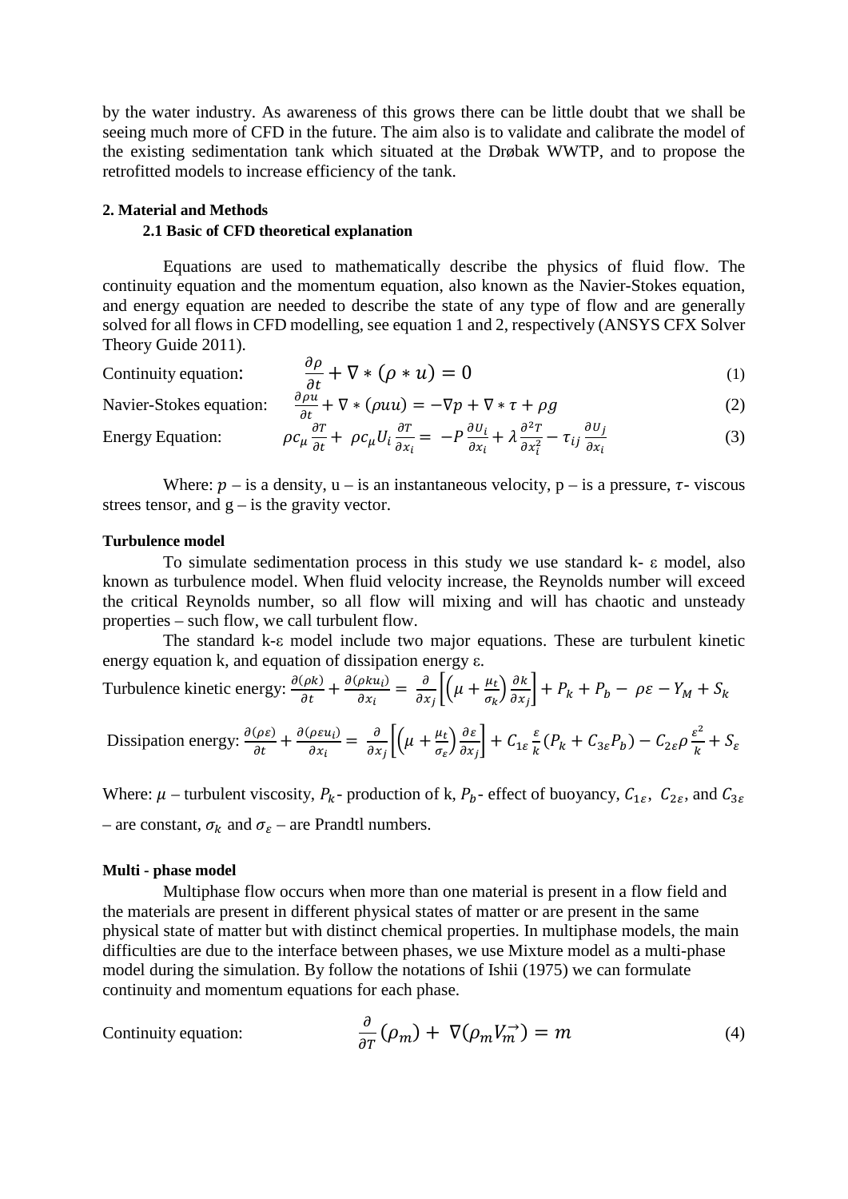by the water industry. As awareness of this grows there can be little doubt that we shall be seeing much more of CFD in the future. The aim also is to validate and calibrate the model of the existing sedimentation tank which situated at the Drøbak WWTP, and to propose the retrofitted models to increase efficiency of the tank.

## 2. Material and Methods

### 2.1 Basic of CFD theoretical explanation

Equations are used to mathematically describe the physics of fluid flow. The continuity equation and the momentum equation, also known as the Navier-Stokes equation, and energy equation are needed to describe the state of any type of flow and are generally solved for all flows in CFD modelling, see equation 1 and 2, respectively (ANSYS CFX Solver Theory Guide 2011).

Continuity equation:
$$\frac{\partial \rho}{\partial t} + \nabla * (\rho * u) = 0 \tag{1}$$

Navier-Stokes equation:
$$\frac{\partial \rho u}{\partial t} + \nabla * (\rho u u) = -\nabla p + \nabla * \tau + \rho g \tag{2}$$

Energy Equation:
$$\rho c_\mu \frac{\partial T}{\partial t} + \rho c_\mu U_i \frac{\partial T}{\partial x_i} = -P \frac{\partial U_i}{\partial x_i} + \lambda \frac{\partial^2 T}{\partial x_i^2} - \tau_{ij} \frac{\partial U_j}{\partial x_i} \tag{3}$$

Where: $p$ – is a density, u – is an instantaneous velocity, p – is a pressure, $\tau$- viscous strees tensor, and g – is the gravity vector.

**Turbulence model**

To simulate sedimentation process in this study we use standard k- ε model, also known as turbulence model. When fluid velocity increase, the Reynolds number will exceed the critical Reynolds number, so all flow will mixing and will has chaotic and unsteady properties – such flow, we call turbulent flow.

The standard k-ε model include two major equations. These are turbulent kinetic energy equation k, and equation of dissipation energy ε.

Turbulence kinetic energy: $\frac{\partial(\rho k)}{\partial t} + \frac{\partial(\rho k u_i)}{\partial x_i} = \frac{\partial}{\partial x_j}\left[\left(\mu + \frac{\mu_t}{\sigma_k}\right)\frac{\partial k}{\partial x_j}\right] + P_k + P_b - \rho\varepsilon - Y_M + S_k$

Dissipation energy: $\frac{\partial(\rho \varepsilon)}{\partial t} + \frac{\partial(\rho \varepsilon u_i)}{\partial x_i} = \frac{\partial}{\partial x_j}\left[\left(\mu + \frac{\mu_t}{\sigma_\varepsilon}\right)\frac{\partial \varepsilon}{\partial x_j}\right] + C_{1\varepsilon}\frac{\varepsilon}{k}(P_k + C_{3\varepsilon}P_b) - C_{2\varepsilon}\rho\frac{\varepsilon^2}{k} + S_\varepsilon$

Where: $\mu$ – turbulent viscosity, $P_k$- production of k, $P_b$- effect of buoyancy, $C_{1\varepsilon}$, $C_{2\varepsilon}$, and $C_{3\varepsilon}$ – are constant, $\sigma_k$ and $\sigma_\varepsilon$ – are Prandtl numbers.

**Multi - phase model**

Multiphase flow occurs when more than one material is present in a flow field and the materials are present in different physical states of matter or are present in the same physical state of matter but with distinct chemical properties. In multiphase models, the main difficulties are due to the interface between phases, we use Mixture model as a multi-phase model during the simulation. By follow the notations of Ishii (1975) we can formulate continuity and momentum equations for each phase.

Continuity equation:
$$\frac{\partial}{\partial T}(\rho_m) + \nabla(\rho_m \vec{V_m}) = m \tag{4}$$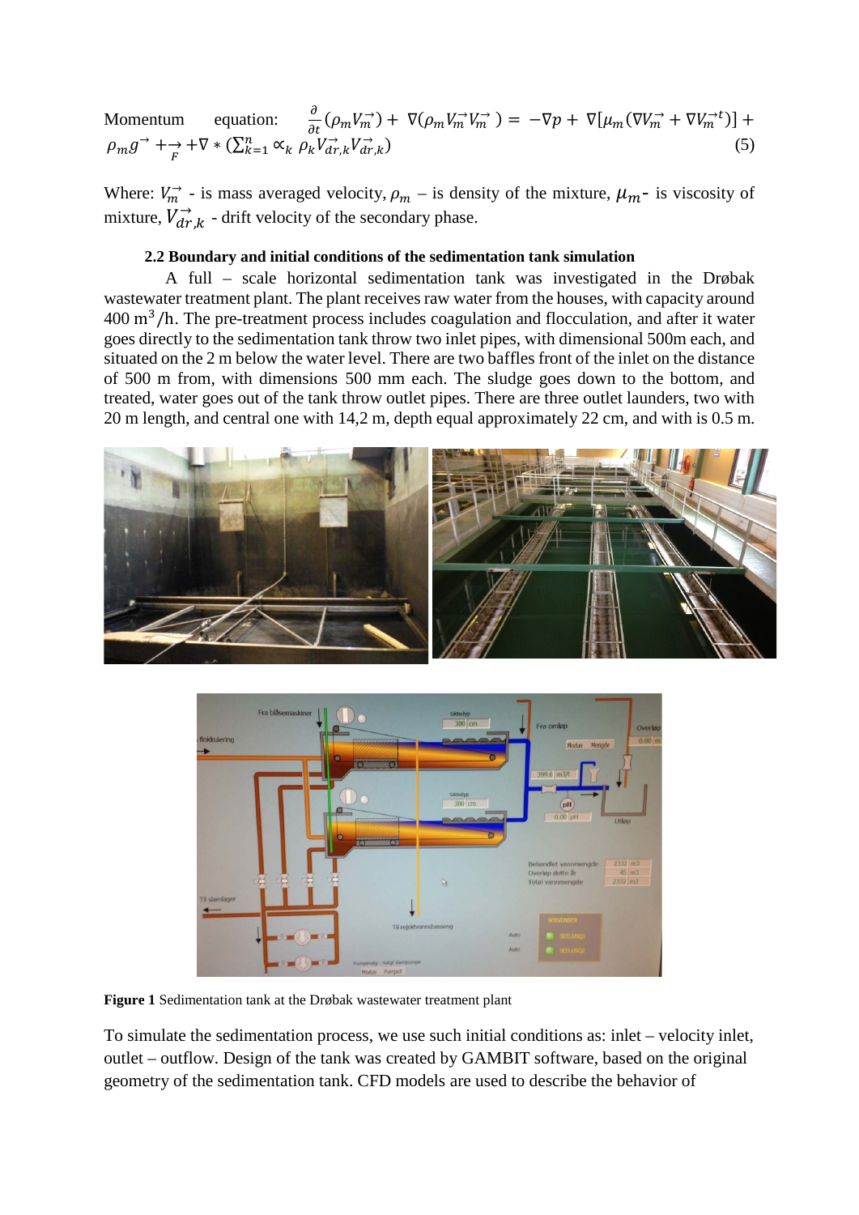Momentum equation: $\frac{\partial}{\partial t}(\rho_m \vec{V_m}) + \nabla(\rho_m \vec{V_m}\vec{V_m}) = -\nabla p + \nabla[\mu_m(\nabla \vec{V_m} + \nabla \vec{V_m}^{t})] + \rho_m \vec{g} + \vec{F} + \nabla * (\sum_{k=1}^{n} \propto_k \rho_k \vec{V}_{dr,k} \vec{V}_{dr,k})$ (5)

Where: $\vec{V_m}$ - is mass averaged velocity, $\rho_m$ – is density of the mixture, $\mu_m$- is viscosity of mixture, $\vec{V}_{dr,k}$ - drift velocity of the secondary phase.

**2.2 Boundary and initial conditions of the sedimentation tank simulation**

A full – scale horizontal sedimentation tank was investigated in the Drøbak wastewater treatment plant. The plant receives raw water from the houses, with capacity around 400 $m^3/h$. The pre-treatment process includes coagulation and flocculation, and after it water goes directly to the sedimentation tank throw two inlet pipes, with dimensional 500m each, and situated on the 2 m below the water level. There are two baffles front of the inlet on the distance of 500 m from, with dimensions 500 mm each. The sludge goes down to the bottom, and treated, water goes out of the tank throw outlet pipes. There are three outlet launders, two with 20 m length, and central one with 14,2 m, depth equal approximately 22 cm, and with is 0.5 m.

**Figure 1** Sedimentation tank at the Drøbak wastewater treatment plant

To simulate the sedimentation process, we use such initial conditions as: inlet – velocity inlet, outlet – outflow. Design of the tank was created by GAMBIT software, based on the original geometry of the sedimentation tank. CFD models are used to describe the behavior of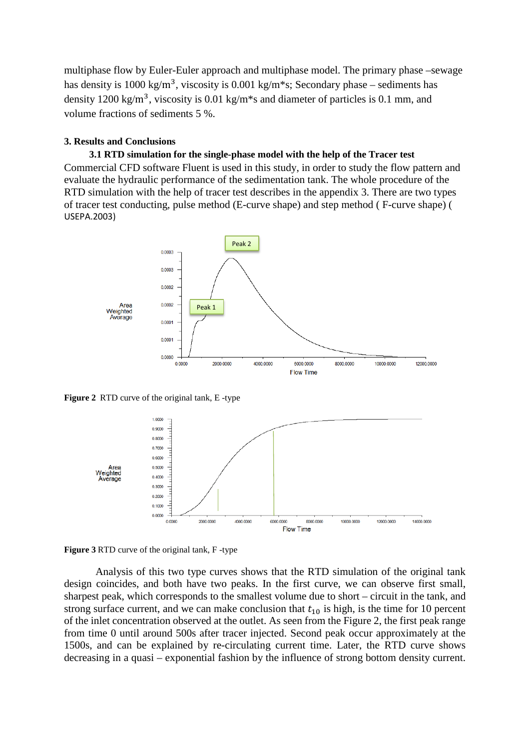multiphase flow by Euler-Euler approach and multiphase model. The primary phase –sewage has density is 1000 kg/m$^3$, viscosity is 0.001 kg/m*s; Secondary phase – sediments has density 1200 kg/m$^3$, viscosity is 0.01 kg/m*s and diameter of particles is 0.1 mm, and volume fractions of sediments 5 %.

## 3. Results and Conclusions

### 3.1 RTD simulation for the single-phase model with the help of the Tracer test

Commercial CFD software Fluent is used in this study, in order to study the flow pattern and evaluate the hydraulic performance of the sedimentation tank. The whole procedure of the RTD simulation with the help of tracer test describes in the appendix 3. There are two types of tracer test conducting, pulse method (E-curve shape) and step method ( F-curve shape) ( USEPA.2003)

**Figure 2** RTD curve of the original tank, E -type

**Figure 3** RTD curve of the original tank, F -type

Analysis of this two type curves shows that the RTD simulation of the original tank design coincides, and both have two peaks. In the first curve, we can observe first small, sharpest peak, which corresponds to the smallest volume due to short – circuit in the tank, and strong surface current, and we can make conclusion that $t_{10}$ is high, is the time for 10 percent of the inlet concentration observed at the outlet. As seen from the Figure 2, the first peak range from time 0 until around 500s after tracer injected. Second peak occur approximately at the 1500s, and can be explained by re-circulating current time. Later, the RTD curve shows decreasing in a quasi – exponential fashion by the influence of strong bottom density current.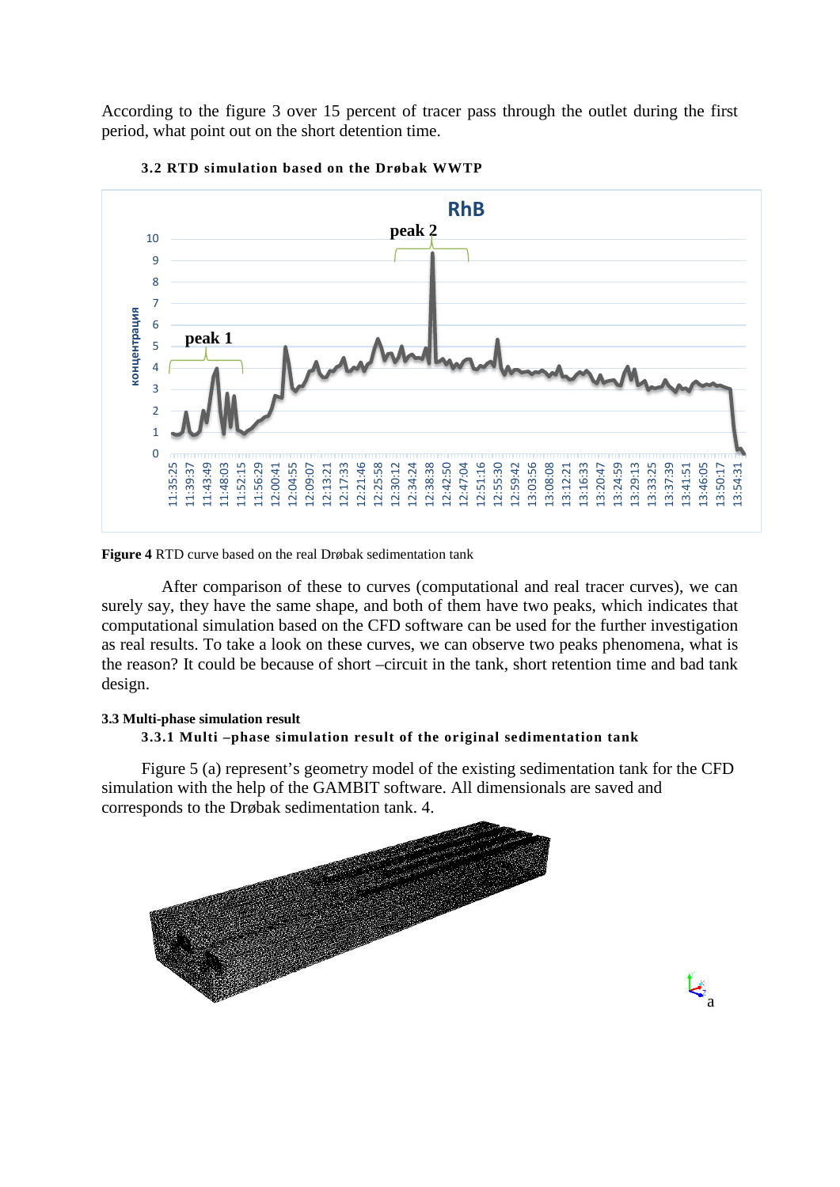According to the figure 3 over 15 percent of tracer pass through the outlet during the first period, what point out on the short detention time.

### 3.2 RTD simulation based on the Drøbak WWTP

**Figure 4** RTD curve based on the real Drøbak sedimentation tank

After comparison of these to curves (computational and real tracer curves), we can surely say, they have the same shape, and both of them have two peaks, which indicates that computational simulation based on the CFD software can be used for the further investigation as real results. To take a look on these curves, we can observe two peaks phenomena, what is the reason? It could be because of short –circuit in the tank, short retention time and bad tank design.

### 3.3 Multi-phase simulation result

#### 3.3.1 Multi –phase simulation result of the original sedimentation tank

Figure 5 (a) represent's geometry model of the existing sedimentation tank for the CFD simulation with the help of the GAMBIT software. All dimensionals are saved and corresponds to the Drøbak sedimentation tank. 4.

a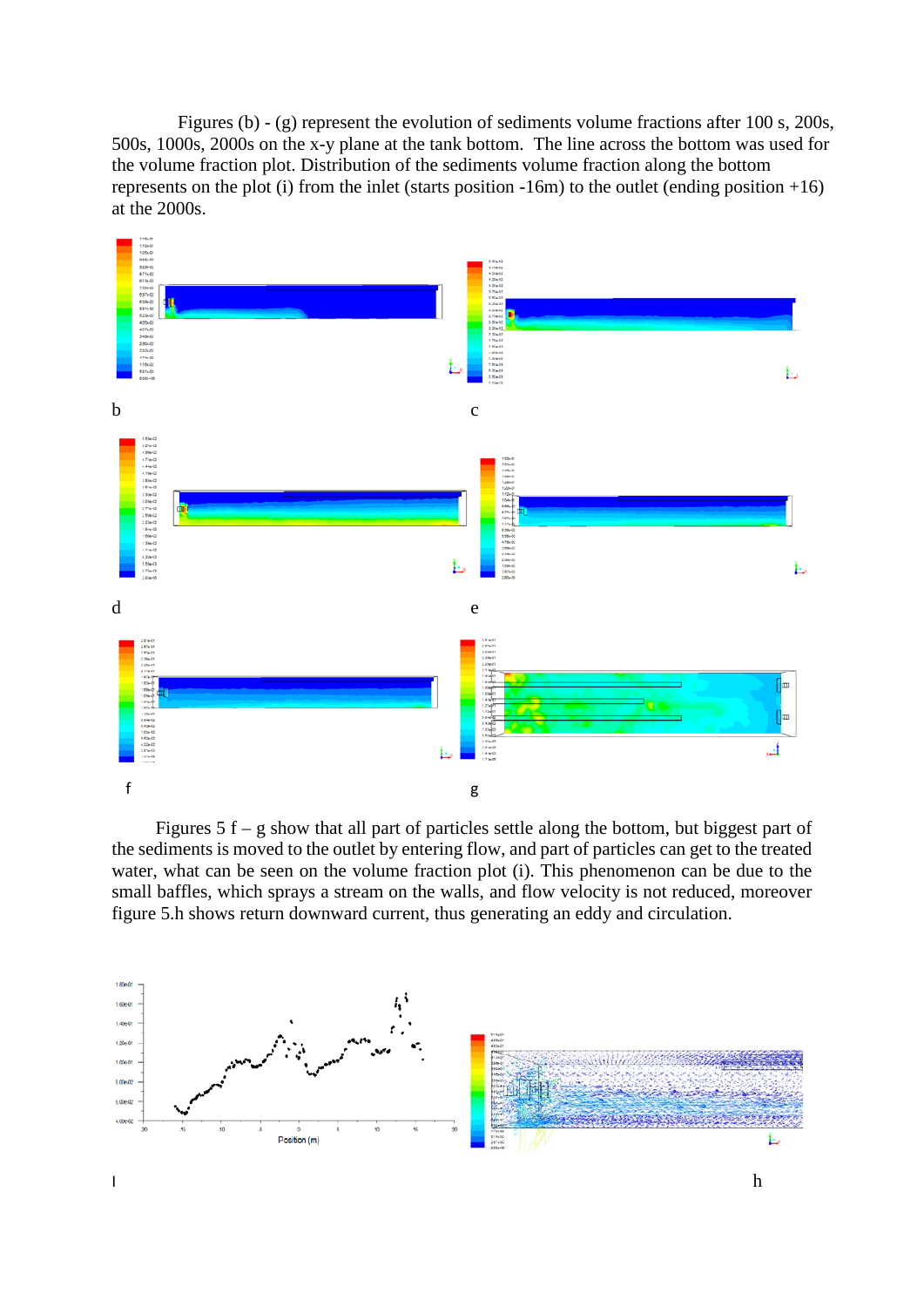Figures (b) - (g) represent the evolution of sediments volume fractions after 100 s, 200s, 500s, 1000s, 2000s on the x-y plane at the tank bottom. The line across the bottom was used for the volume fraction plot. Distribution of the sediments volume fraction along the bottom represents on the plot (i) from the inlet (starts position -16m) to the outlet (ending position +16) at the 2000s.

b

c

d

e

f

g

Figures 5 f – g show that all part of particles settle along the bottom, but biggest part of the sediments is moved to the outlet by entering flow, and part of particles can get to the treated water, what can be seen on the volume fraction plot (i). This phenomenon can be due to the small baffles, which sprays a stream on the walls, and flow velocity is not reduced, moreover figure 5.h shows return downward current, thus generating an eddy and circulation.

I

h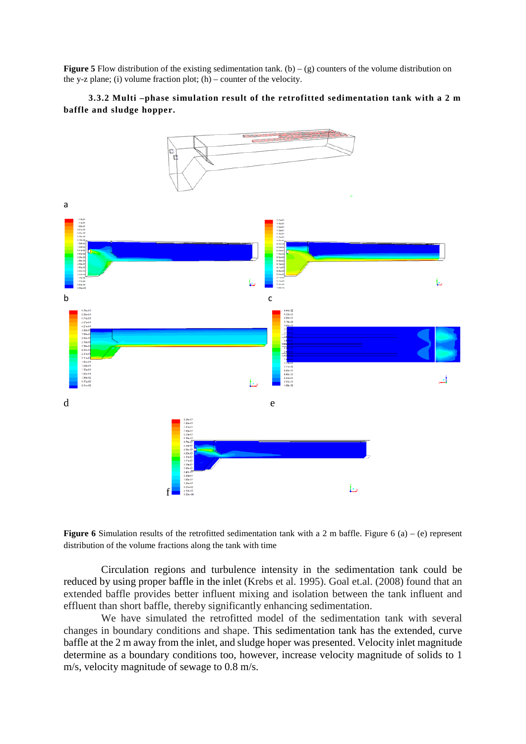**Figure 5** Flow distribution of the existing sedimentation tank. (b) – (g) counters of the volume distribution on the y-z plane; (i) volume fraction plot; (h) – counter of the velocity.

### 3.3.2 Multi –phase simulation result of the retrofitted sedimentation tank with a 2 m baffle and sludge hopper.

**Figure 6** Simulation results of the retrofitted sedimentation tank with a 2 m baffle. Figure 6 (a) – (e) represent distribution of the volume fractions along the tank with time

Circulation regions and turbulence intensity in the sedimentation tank could be reduced by using proper baffle in the inlet (Krebs et al. 1995). Goal et.al. (2008) found that an extended baffle provides better influent mixing and isolation between the tank influent and effluent than short baffle, thereby significantly enhancing sedimentation.

We have simulated the retrofitted model of the sedimentation tank with several changes in boundary conditions and shape. This sedimentation tank has the extended, curve baffle at the 2 m away from the inlet, and sludge hoper was presented. Velocity inlet magnitude determine as a boundary conditions too, however, increase velocity magnitude of solids to 1 m/s, velocity magnitude of sewage to 0.8 m/s.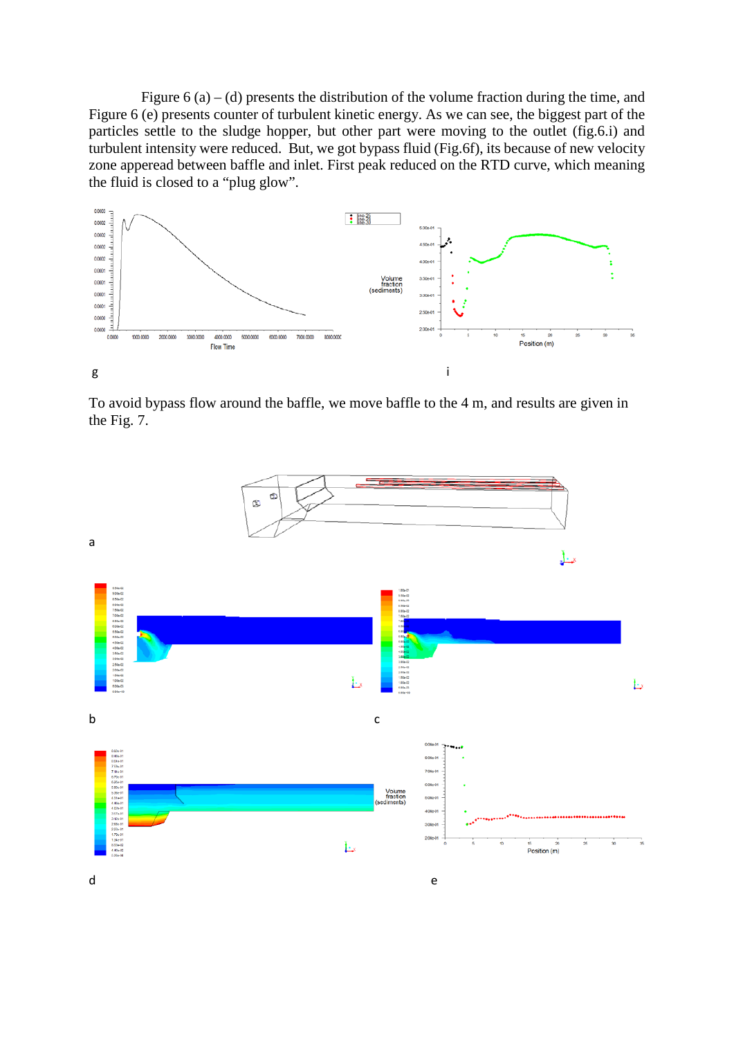Figure 6 (a) – (d) presents the distribution of the volume fraction during the time, and Figure 6 (e) presents counter of turbulent kinetic energy. As we can see, the biggest part of the particles settle to the sludge hopper, but other part were moving to the outlet (fig.6.i) and turbulent intensity were reduced. But, we got bypass fluid (Fig.6f), its because of new velocity zone apperead between baffle and inlet. First peak reduced on the RTD curve, which meaning the fluid is closed to a "plug glow".

g

i

To avoid bypass flow around the baffle, we move baffle to the 4 m, and results are given in the Fig. 7.

a

b

c

d

e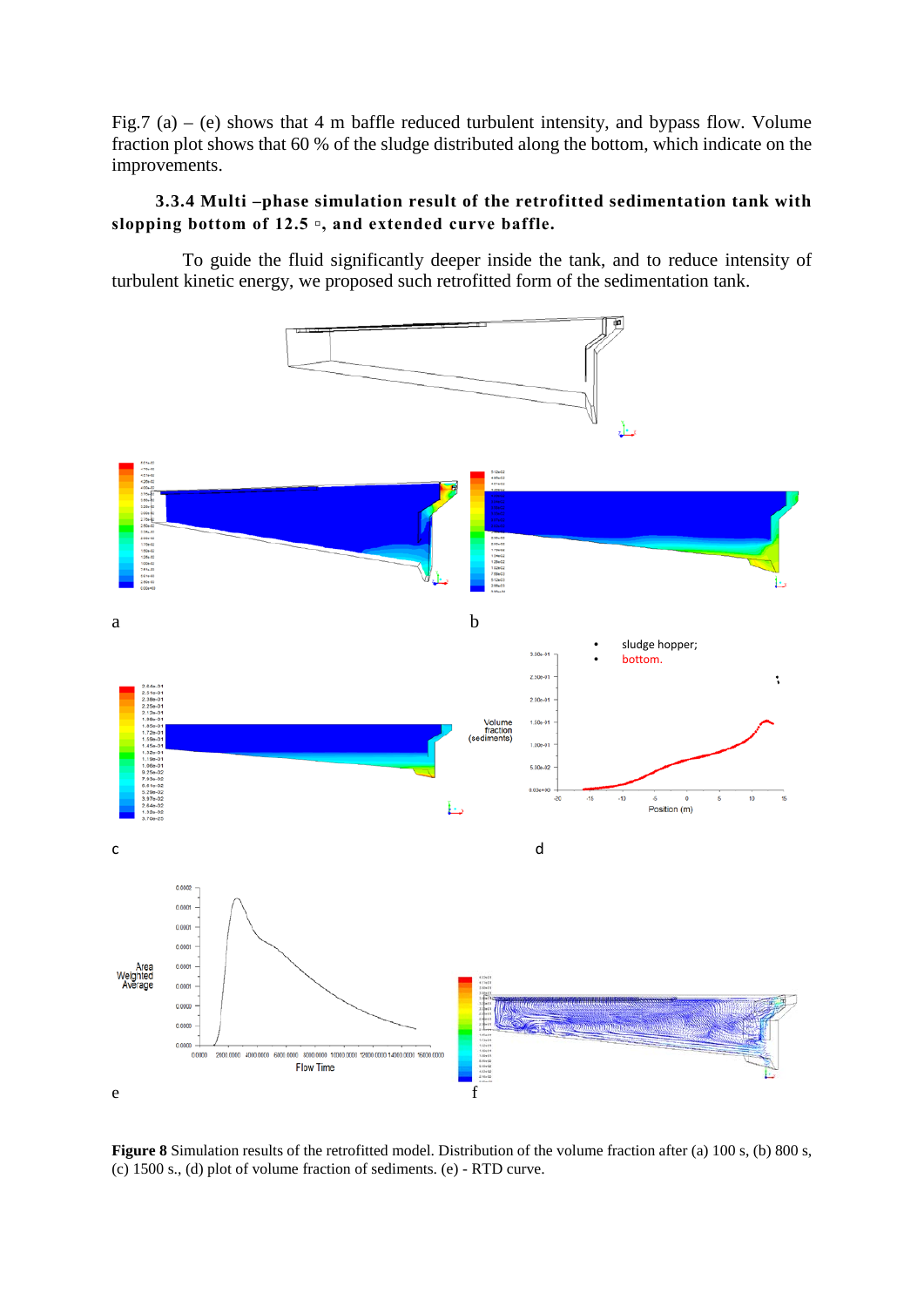Fig.7 (a) – (e) shows that 4 m baffle reduced turbulent intensity, and bypass flow. Volume fraction plot shows that 60 % of the sludge distributed along the bottom, which indicate on the improvements.

### 3.3.4 Multi –phase simulation result of the retrofitted sedimentation tank with slopping bottom of 12.5 ▫, and extended curve baffle.

To guide the fluid significantly deeper inside the tank, and to reduce intensity of turbulent kinetic energy, we proposed such retrofitted form of the sedimentation tank.

**Figure 8** Simulation results of the retrofitted model. Distribution of the volume fraction after (a) 100 s, (b) 800 s, (c) 1500 s., (d) plot of volume fraction of sediments. (e) - RTD curve.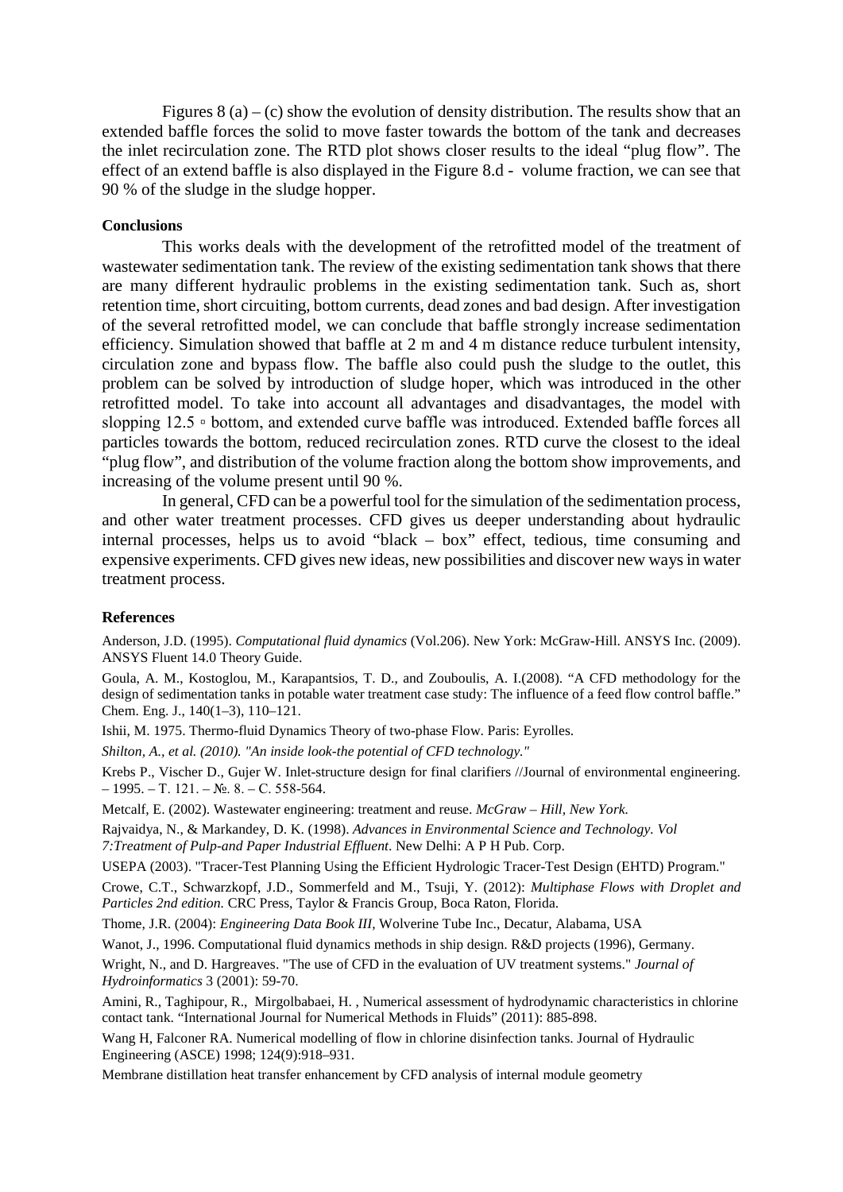Figures 8 (a) – (c) show the evolution of density distribution. The results show that an extended baffle forces the solid to move faster towards the bottom of the tank and decreases the inlet recirculation zone. The RTD plot shows closer results to the ideal "plug flow". The effect of an extend baffle is also displayed in the Figure 8.d - volume fraction, we can see that 90 % of the sludge in the sludge hopper.

**Conclusions**

This works deals with the development of the retrofitted model of the treatment of wastewater sedimentation tank. The review of the existing sedimentation tank shows that there are many different hydraulic problems in the existing sedimentation tank. Such as, short retention time, short circuiting, bottom currents, dead zones and bad design. After investigation of the several retrofitted model, we can conclude that baffle strongly increase sedimentation efficiency. Simulation showed that baffle at 2 m and 4 m distance reduce turbulent intensity, circulation zone and bypass flow. The baffle also could push the sludge to the outlet, this problem can be solved by introduction of sludge hoper, which was introduced in the other retrofitted model. To take into account all advantages and disadvantages, the model with slopping 12.5 ▫ bottom, and extended curve baffle was introduced. Extended baffle forces all particles towards the bottom, reduced recirculation zones. RTD curve the closest to the ideal "plug flow", and distribution of the volume fraction along the bottom show improvements, and increasing of the volume present until 90 %.

In general, CFD can be a powerful tool for the simulation of the sedimentation process, and other water treatment processes. CFD gives us deeper understanding about hydraulic internal processes, helps us to avoid "black – box" effect, tedious, time consuming and expensive experiments. CFD gives new ideas, new possibilities and discover new ways in water treatment process.

**References**

Anderson, J.D. (1995). *Computational fluid dynamics* (Vol.206). New York: McGraw-Hill. ANSYS Inc. (2009). ANSYS Fluent 14.0 Theory Guide.

Goula, A. M., Kostoglou, M., Karapantsios, T. D., and Zouboulis, A. I.(2008). "A CFD methodology for the design of sedimentation tanks in potable water treatment case study: The influence of a feed flow control baffle." Chem. Eng. J., 140(1–3), 110–121.

Ishii, M. 1975. Thermo-fluid Dynamics Theory of two-phase Flow. Paris: Eyrolles.

*Shilton, A., et al. (2010). "An inside look-the potential of CFD technology."*

Krebs P., Vischer D., Gujer W. Inlet-structure design for final clarifiers //Journal of environmental engineering. – 1995. – Т. 121. – №. 8. – С. 558-564.

Metcalf, E. (2002). Wastewater engineering: treatment and reuse. *McGraw – Hill, New York.*

Rajvaidya, N., & Markandey, D. K. (1998). *Advances in Environmental Science and Technology. Vol 7:Treatment of Pulp-and Paper Industrial Effluent*. New Delhi: A P H Pub. Corp.

USEPA (2003). "Tracer-Test Planning Using the Efficient Hydrologic Tracer-Test Design (EHTD) Program."

Crowe, C.T., Schwarzkopf, J.D., Sommerfeld and M., Tsuji, Y. (2012): *Multiphase Flows with Droplet and Particles 2nd edition.* CRC Press, Taylor & Francis Group, Boca Raton, Florida.

Thome, J.R. (2004): *Engineering Data Book III,* Wolverine Tube Inc., Decatur, Alabama, USA

Wanot, J., 1996. Computational fluid dynamics methods in ship design. R&D projects (1996), Germany.

Wright, N., and D. Hargreaves. "The use of CFD in the evaluation of UV treatment systems." *Journal of Hydroinformatics* 3 (2001): 59-70.

Amini, R., Taghipour, R., Mirgolbabaei, H. , Numerical assessment of hydrodynamic characteristics in chlorine contact tank. "International Journal for Numerical Methods in Fluids" (2011): 885-898.

Wang H, Falconer RA. Numerical modelling of flow in chlorine disinfection tanks. Journal of Hydraulic Engineering (ASCE) 1998; 124(9):918–931.

Membrane distillation heat transfer enhancement by CFD analysis of internal module geometry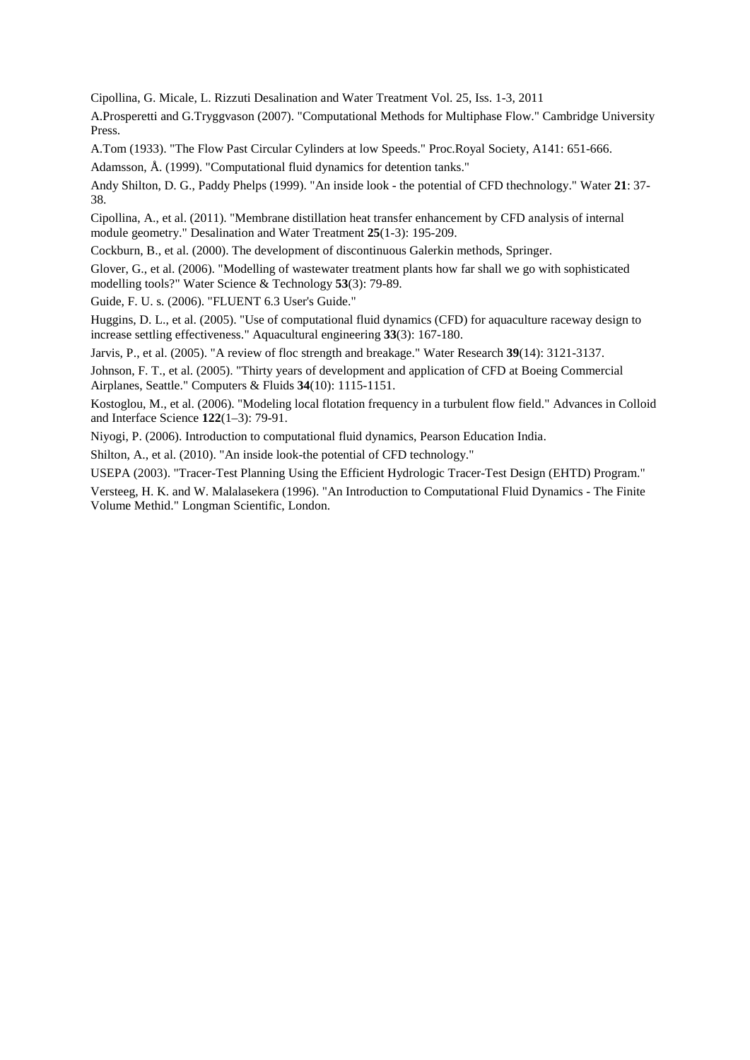Cipollina, G. Micale, L. Rizzuti Desalination and Water Treatment Vol. 25, Iss. 1-3, 2011

A.Prosperetti and G.Tryggvason (2007). "Computational Methods for Multiphase Flow." Cambridge University Press.

A.Tom (1933). "The Flow Past Circular Cylinders at low Speeds." Proc.Royal Society, A141: 651-666.

Adamsson, Å. (1999). "Computational fluid dynamics for detention tanks."

Andy Shilton, D. G., Paddy Phelps (1999). "An inside look - the potential of CFD thechnology." Water **21**: 37-38.

Cipollina, A., et al. (2011). "Membrane distillation heat transfer enhancement by CFD analysis of internal module geometry." Desalination and Water Treatment **25**(1-3): 195-209.

Cockburn, B., et al. (2000). The development of discontinuous Galerkin methods, Springer.

Glover, G., et al. (2006). "Modelling of wastewater treatment plants how far shall we go with sophisticated modelling tools?" Water Science & Technology **53**(3): 79-89.

Guide, F. U. s. (2006). "FLUENT 6.3 User's Guide."

Huggins, D. L., et al. (2005). "Use of computational fluid dynamics (CFD) for aquaculture raceway design to increase settling effectiveness." Aquacultural engineering **33**(3): 167-180.

Jarvis, P., et al. (2005). "A review of floc strength and breakage." Water Research **39**(14): 3121-3137.

Johnson, F. T., et al. (2005). "Thirty years of development and application of CFD at Boeing Commercial Airplanes, Seattle." Computers & Fluids **34**(10): 1115-1151.

Kostoglou, M., et al. (2006). "Modeling local flotation frequency in a turbulent flow field." Advances in Colloid and Interface Science **122**(1–3): 79-91.

Niyogi, P. (2006). Introduction to computational fluid dynamics, Pearson Education India.

Shilton, A., et al. (2010). "An inside look-the potential of CFD technology."

USEPA (2003). "Tracer-Test Planning Using the Efficient Hydrologic Tracer-Test Design (EHTD) Program."

Versteeg, H. K. and W. Malalasekera (1996). "An Introduction to Computational Fluid Dynamics - The Finite Volume Methid." Longman Scientific, London.